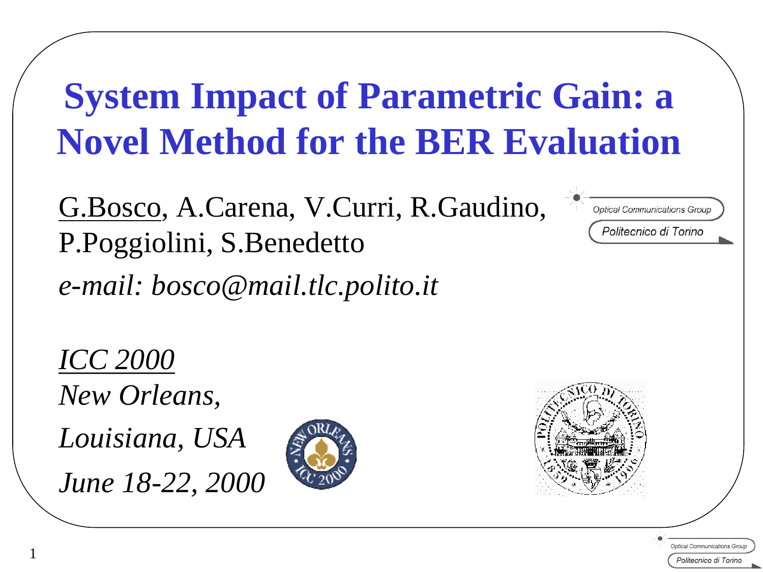# System Impact of Parametric Gain: a Novel Method for the BER Evaluation

G.Bosco, A.Carena, V.Curri, R.Gaudino, P.Poggiolini, S.Benedetto

Optical Communications Group
Politecnico di Torino

*e-mail: bosco@mail.tlc.polito.it*

*ICC 2000*
*New Orleans,*
*Louisiana, USA*
*June 18-22, 2000*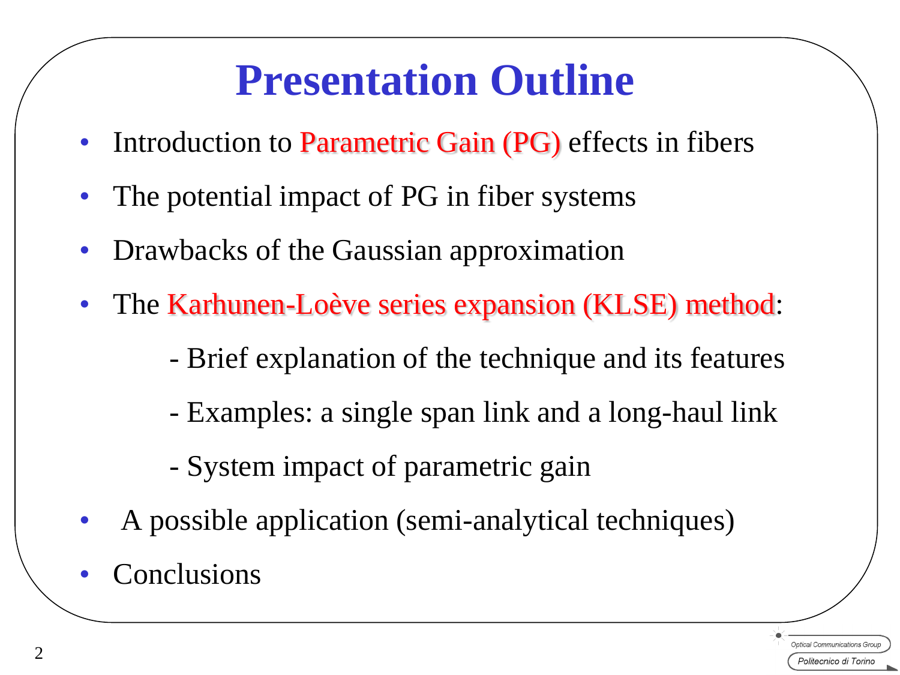# Presentation Outline

- Introduction to Parametric Gain (PG) effects in fibers
- The potential impact of PG in fiber systems
- Drawbacks of the Gaussian approximation
- The Karhunen-Loève series expansion (KLSE) method:
  - Brief explanation of the technique and its features
  - Examples: a single span link and a long-haul link
  - System impact of parametric gain
- A possible application (semi-analytical techniques)
- Conclusions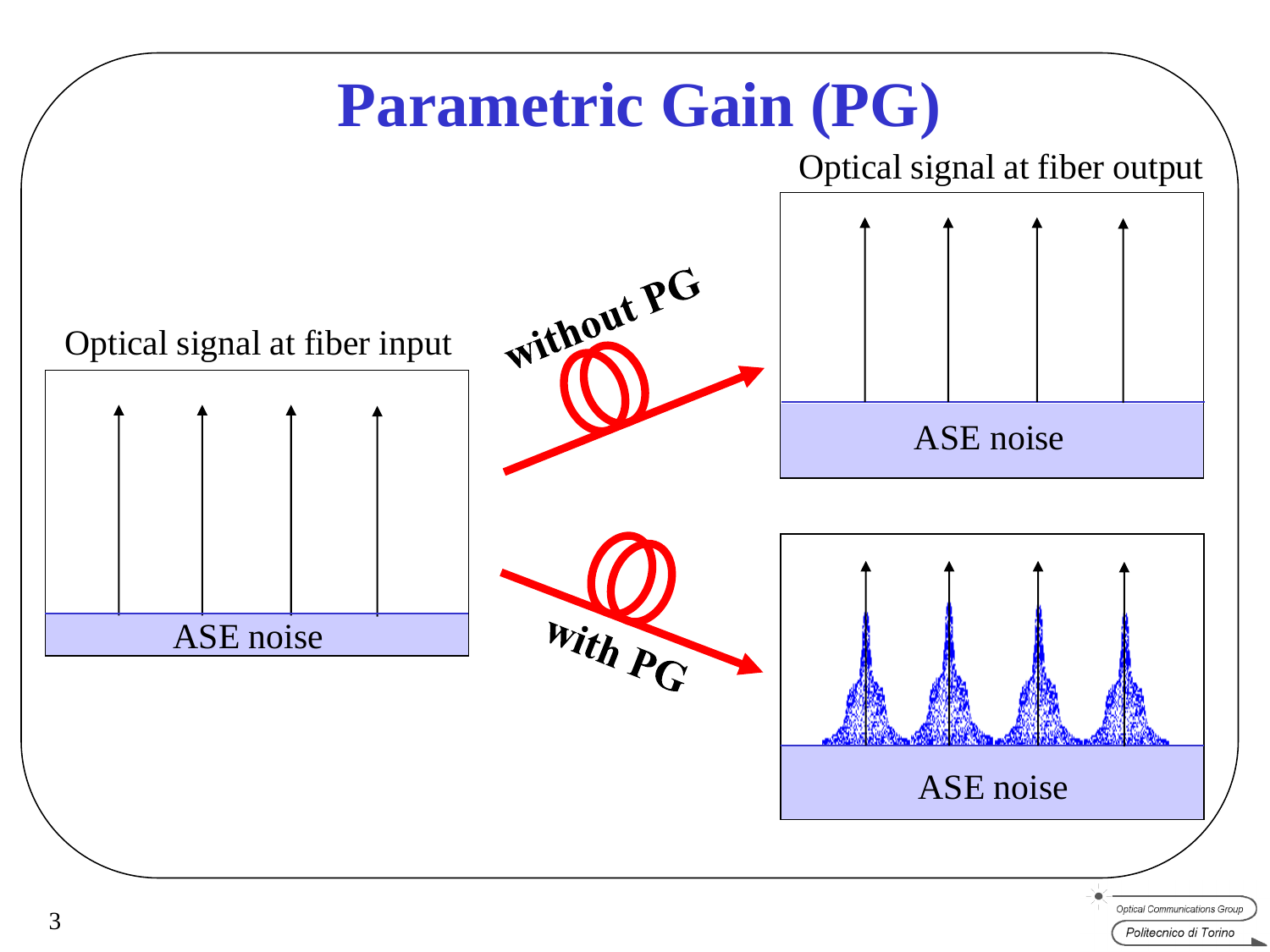# Parametric Gain (PG)

Optical signal at fiber input

ASE noise

without PG

with PG

Optical signal at fiber output

ASE noise

ASE noise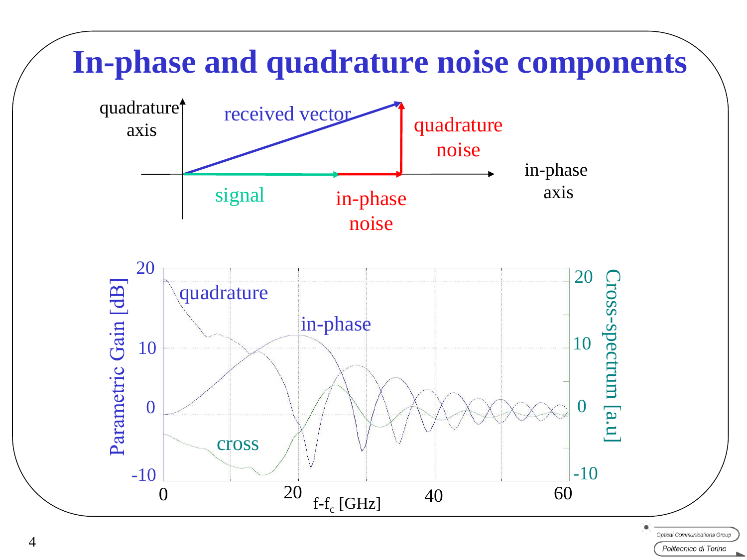# In-phase and quadrature noise components

quadrature axis

received vector

quadrature noise

in-phase axis

signal

in-phase noise

Parametric Gain [dB]

Cross-spectrum [a.u]

quadrature

in-phase

cross

$f-f_c$ [GHz]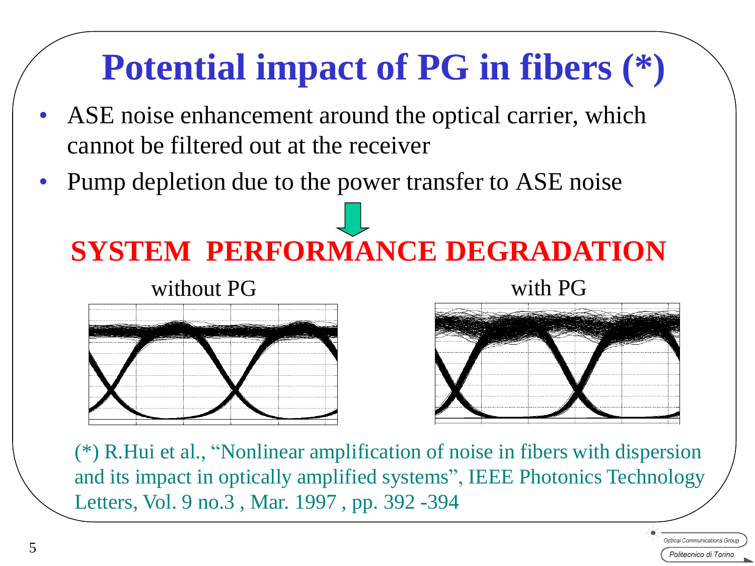# Potential impact of PG in fibers (*)

- ASE noise enhancement around the optical carrier, which cannot be filtered out at the receiver
- Pump depletion due to the power transfer to ASE noise

**SYSTEM PERFORMANCE DEGRADATION**

without PG

with PG

(*) R.Hui et al., "Nonlinear amplification of noise in fibers with dispersion and its impact in optically amplified systems", IEEE Photonics Technology Letters, Vol. 9 no.3 , Mar. 1997 , pp. 392 -394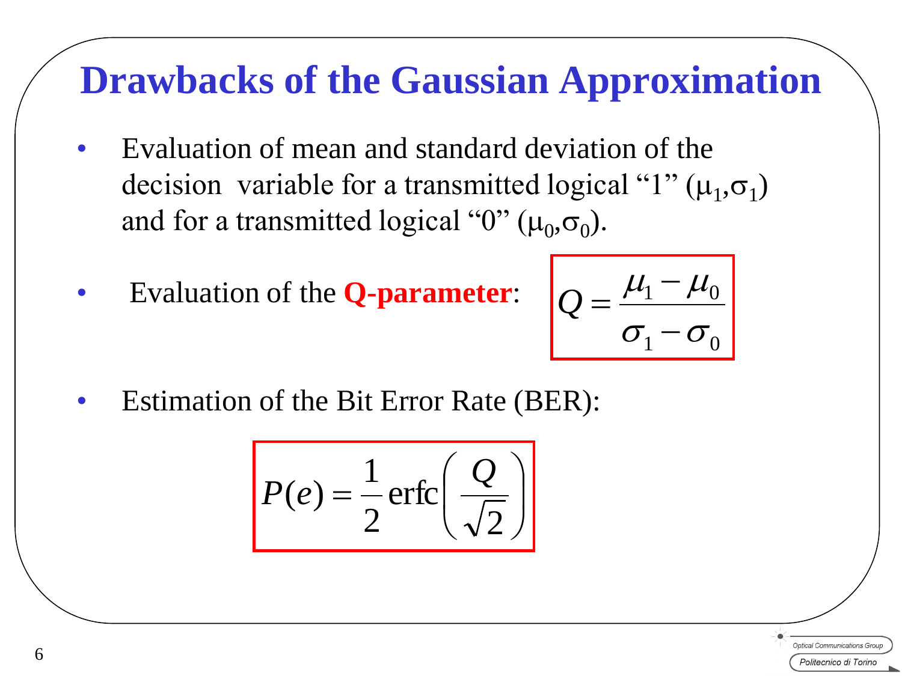# Drawbacks of the Gaussian Approximation

- Evaluation of mean and standard deviation of the decision variable for a transmitted logical "1" ($\mu_1$,$\sigma_1$) and for a transmitted logical "0" ($\mu_0$,$\sigma_0$).

- Evaluation of the **Q-parameter**:

$$Q = \frac{\mu_1 - \mu_0}{\sigma_1 - \sigma_0}$$

- Estimation of the Bit Error Rate (BER):

$$P(e) = \frac{1}{2}\,\mathrm{erfc}\left(\frac{Q}{\sqrt{2}}\right)$$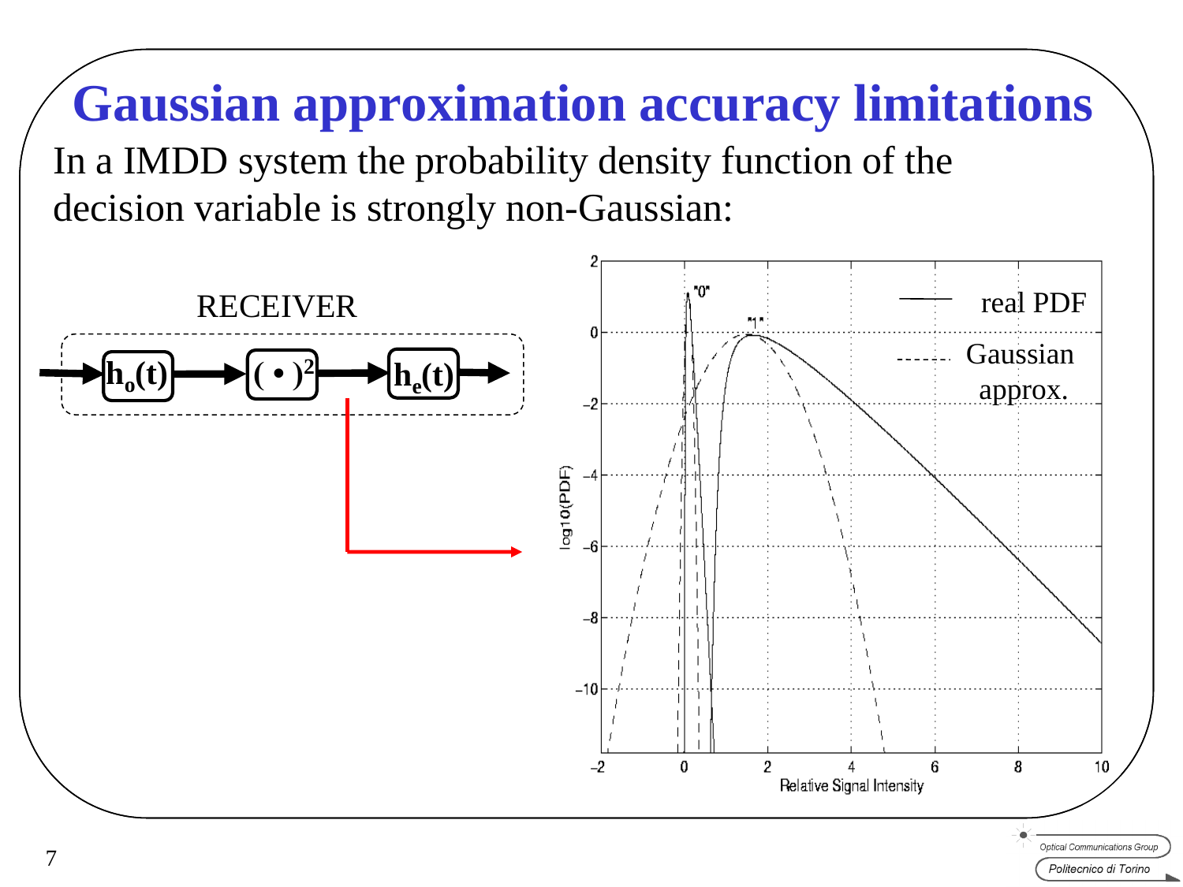# Gaussian approximation accuracy limitations

In a IMDD system the probability density function of the decision variable is strongly non-Gaussian:

RECEIVER

$h_o(t)$ → $(\bullet)^2$ → $h_e(t)$

real PDF

Gaussian approx.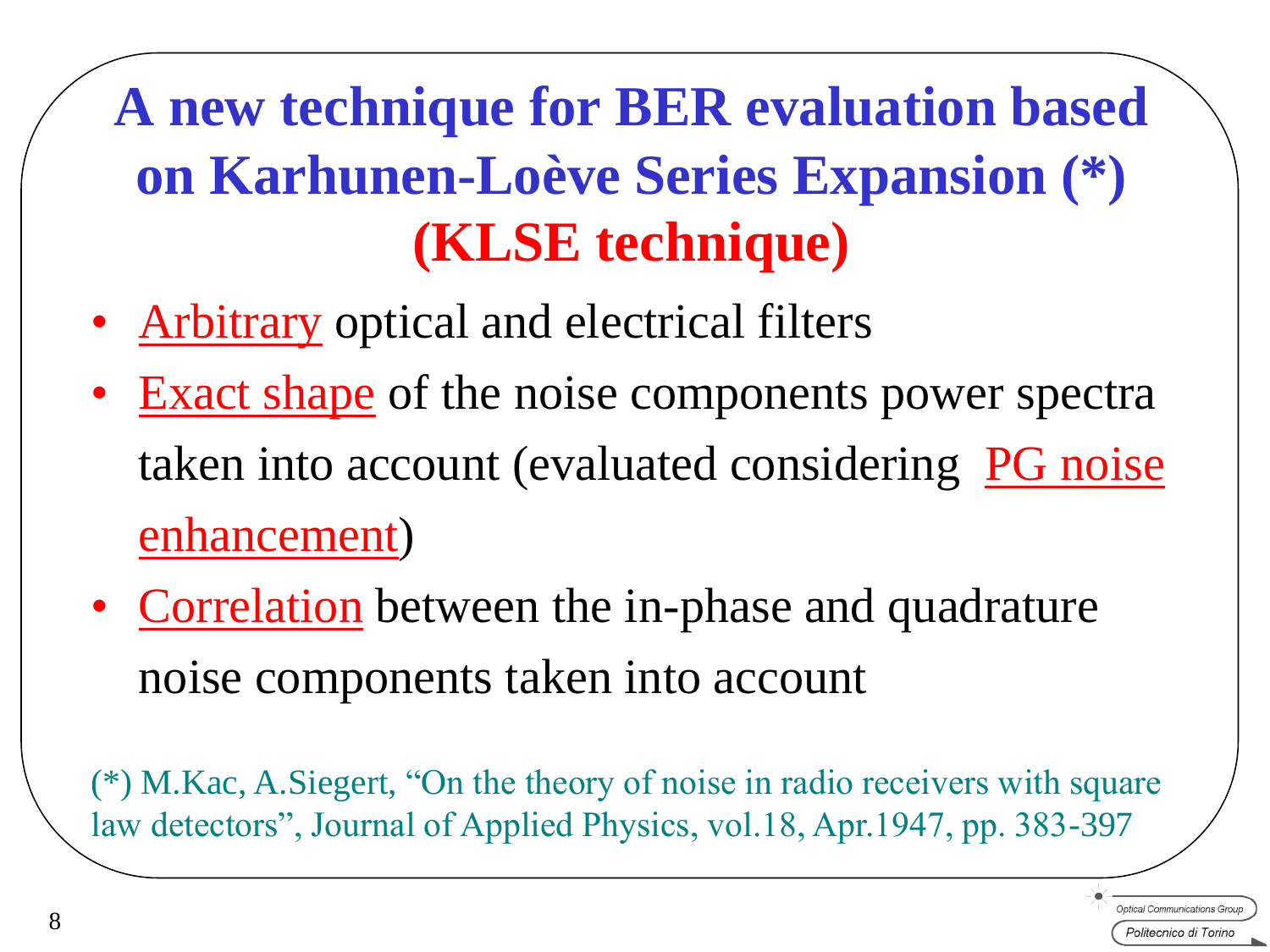# A new technique for BER evaluation based on Karhunen-Loève Series Expansion (*) (KLSE technique)

- Arbitrary optical and electrical filters
- Exact shape of the noise components power spectra taken into account (evaluated considering PG noise enhancement)
- Correlation between the in-phase and quadrature noise components taken into account

(*) M.Kac, A.Siegert, "On the theory of noise in radio receivers with square law detectors", Journal of Applied Physics, vol.18, Apr.1947, pp. 383-397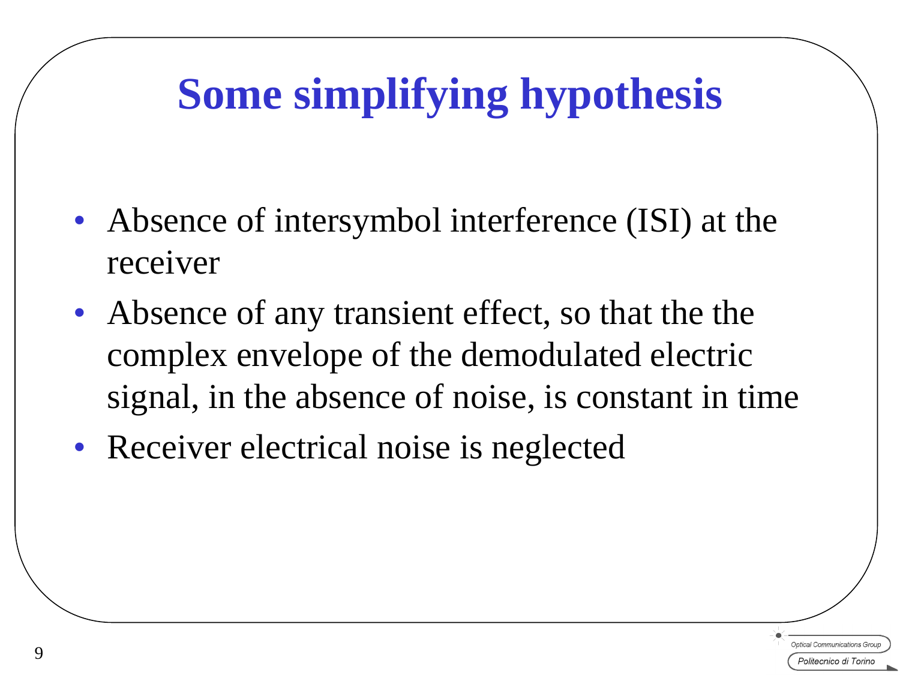# Some simplifying hypothesis

- Absence of intersymbol interference (ISI) at the receiver
- Absence of any transient effect, so that the the complex envelope of the demodulated electric signal, in the absence of noise, is constant in time
- Receiver electrical noise is neglected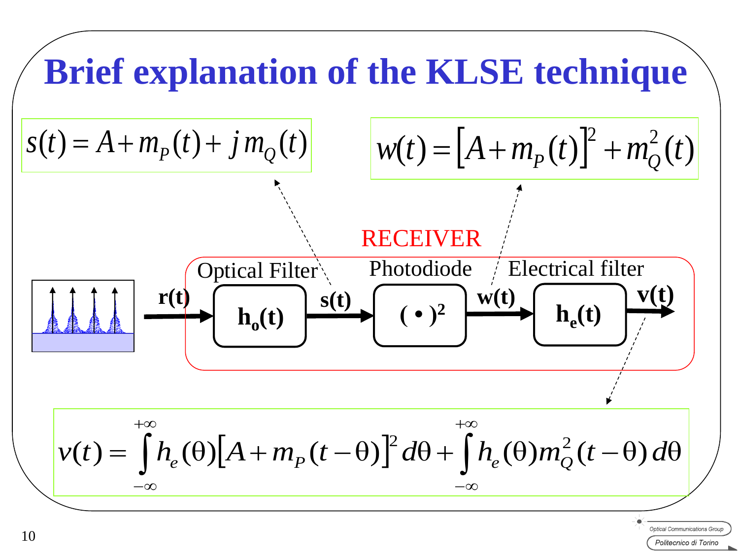# Brief explanation of the KLSE technique

$$s(t) = A + m_P(t) + j\,m_Q(t)$$

$$w(t) = \left[A + m_P(t)\right]^2 + m_Q^2(t)$$

RECEIVER

Optical Filter — $h_o(t)$ ; Photodiode — $(\bullet)^2$ ; Electrical filter — $h_e(t)$

$r(t) \rightarrow h_o(t) \rightarrow s(t) \rightarrow (\bullet)^2 \rightarrow w(t) \rightarrow h_e(t) \rightarrow v(t)$

$$v(t) = \int_{-\infty}^{+\infty} h_e(\theta)\left[A + m_P(t-\theta)\right]^2 d\theta + \int_{-\infty}^{+\infty} h_e(\theta)\, m_Q^2(t-\theta)\, d\theta$$

Optical Communications Group
Politecnico di Torino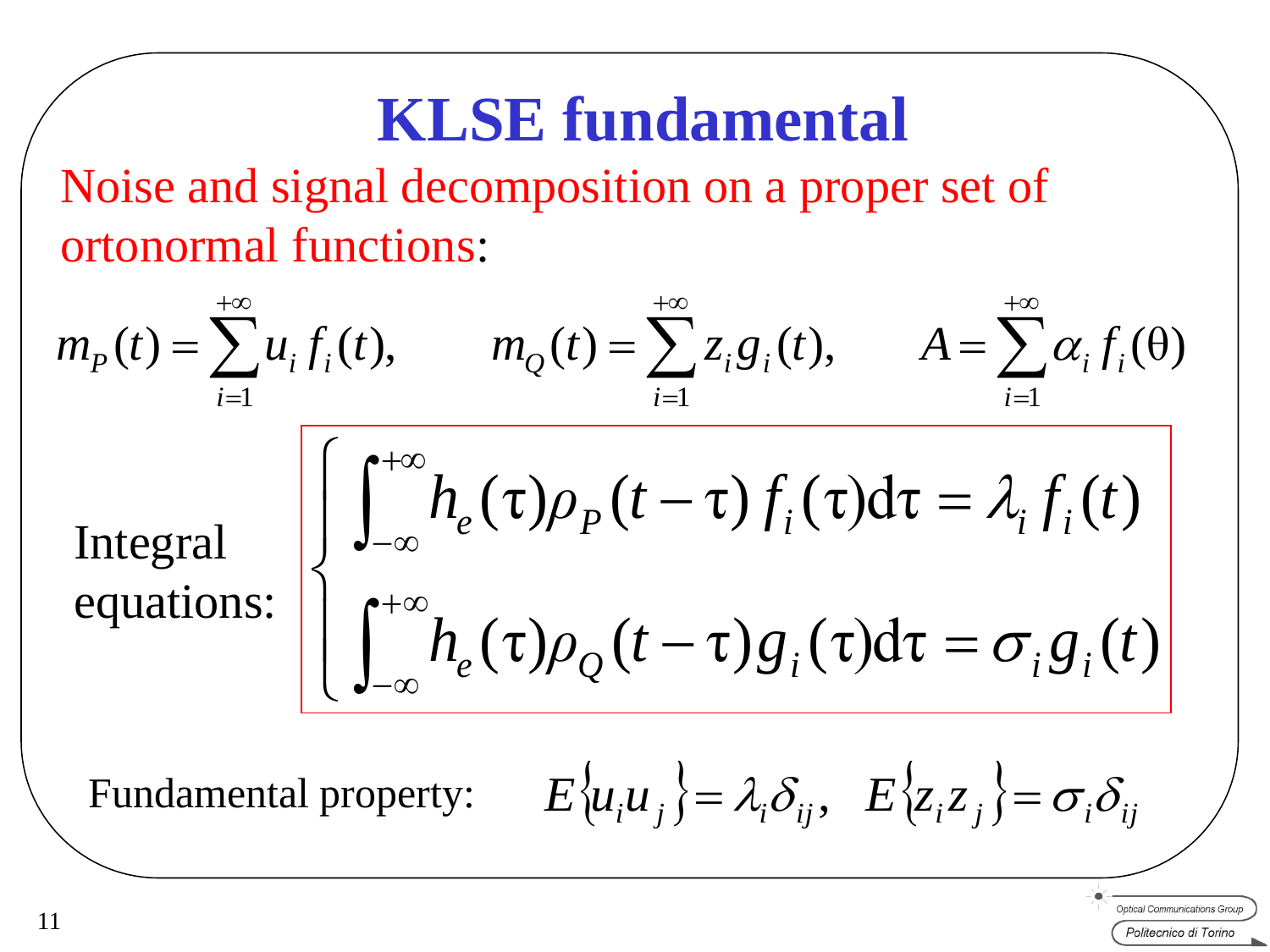# KLSE fundamental

Noise and signal decomposition on a proper set of ortonormal functions:

$$m_P(t) = \sum_{i=1}^{+\infty} u_i f_i(t), \qquad m_Q(t) = \sum_{i=1}^{+\infty} z_i g_i(t), \qquad A = \sum_{i=1}^{+\infty} \alpha_i f_i(\theta)$$

Integral equations:

$$\begin{cases} \int_{-\infty}^{+\infty} h_e(\tau)\rho_P(t-\tau) f_i(\tau)\mathrm{d}\tau = \lambda_i f_i(t) \\ \int_{-\infty}^{+\infty} h_e(\tau)\rho_Q(t-\tau) g_i(\tau)\mathrm{d}\tau = \sigma_i g_i(t) \end{cases}$$

Fundamental property: $E\{u_i u_j\} = \lambda_i \delta_{ij}, \quad E\{z_i z_j\} = \sigma_i \delta_{ij}$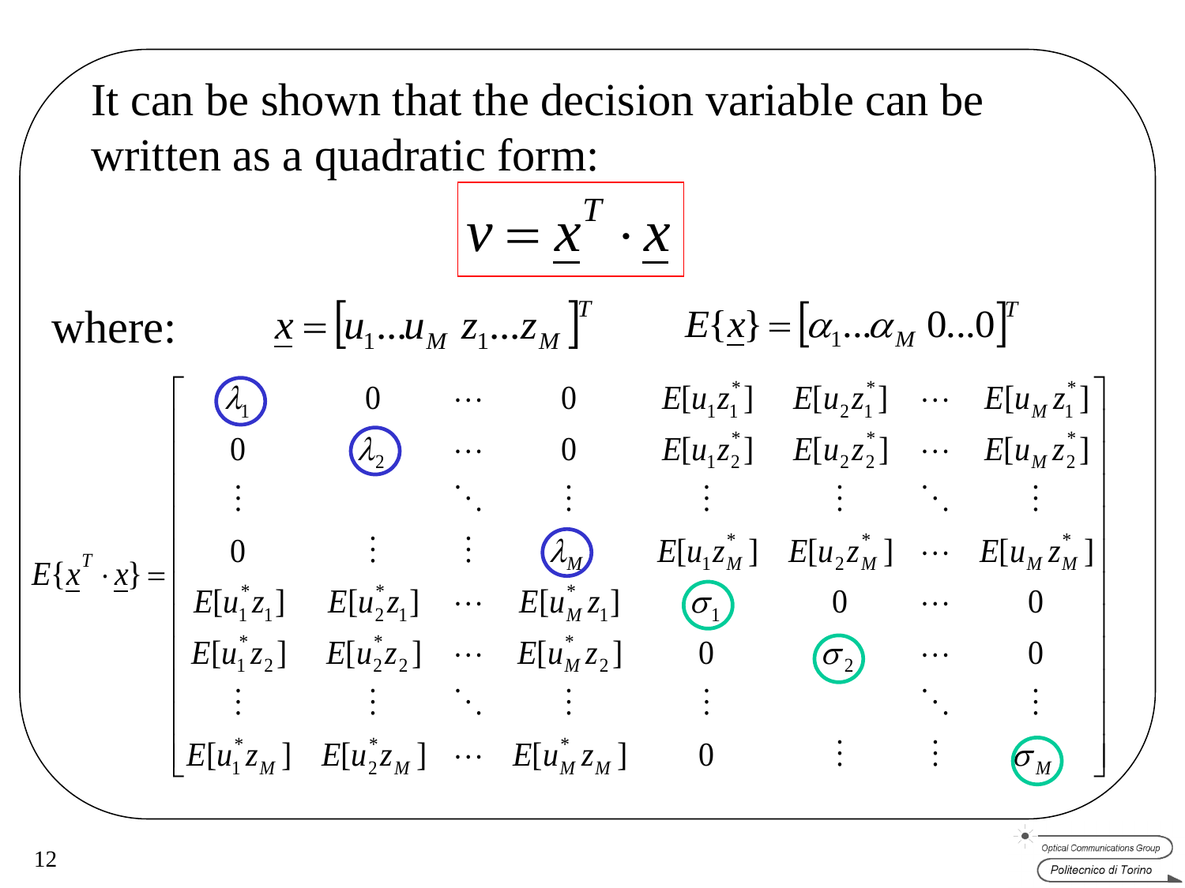It can be shown that the decision variable can be written as a quadratic form:

$$v = \underline{x}^T \cdot \underline{x}$$

where: $\underline{x} = \left[u_1 \dots u_M \; z_1 \dots z_M\right]^T$ $\quad E\{\underline{x}\} = \left[\alpha_1 \dots \alpha_M \; 0 \dots 0\right]^T$

$$E\{\underline{x}^T \cdot \underline{x}\} = \begin{bmatrix}
\lambda_1 & 0 & \cdots & 0 & E[u_1 z_1^*] & E[u_2 z_1^*] & \cdots & E[u_M z_1^*] \\
0 & \lambda_2 & \cdots & 0 & E[u_1 z_2^*] & E[u_2 z_2^*] & \cdots & E[u_M z_2^*] \\
\vdots & & \ddots & \vdots & \vdots & \vdots & \ddots & \vdots \\
0 & \vdots & \vdots & \lambda_M & E[u_1 z_M^*] & E[u_2 z_M^*] & \cdots & E[u_M z_M^*] \\
E[u_1^* z_1] & E[u_2^* z_1] & \cdots & E[u_M^* z_1] & \sigma_1 & 0 & \cdots & 0 \\
E[u_1^* z_2] & E[u_2^* z_2] & \cdots & E[u_M^* z_2] & 0 & \sigma_2 & \cdots & 0 \\
\vdots & \vdots & \ddots & \vdots & \vdots & & \ddots & \vdots \\
E[u_1^* z_M] & E[u_2^* z_M] & \cdots & E[u_M^* z_M] & 0 & \vdots & \vdots & \sigma_M
\end{bmatrix}$$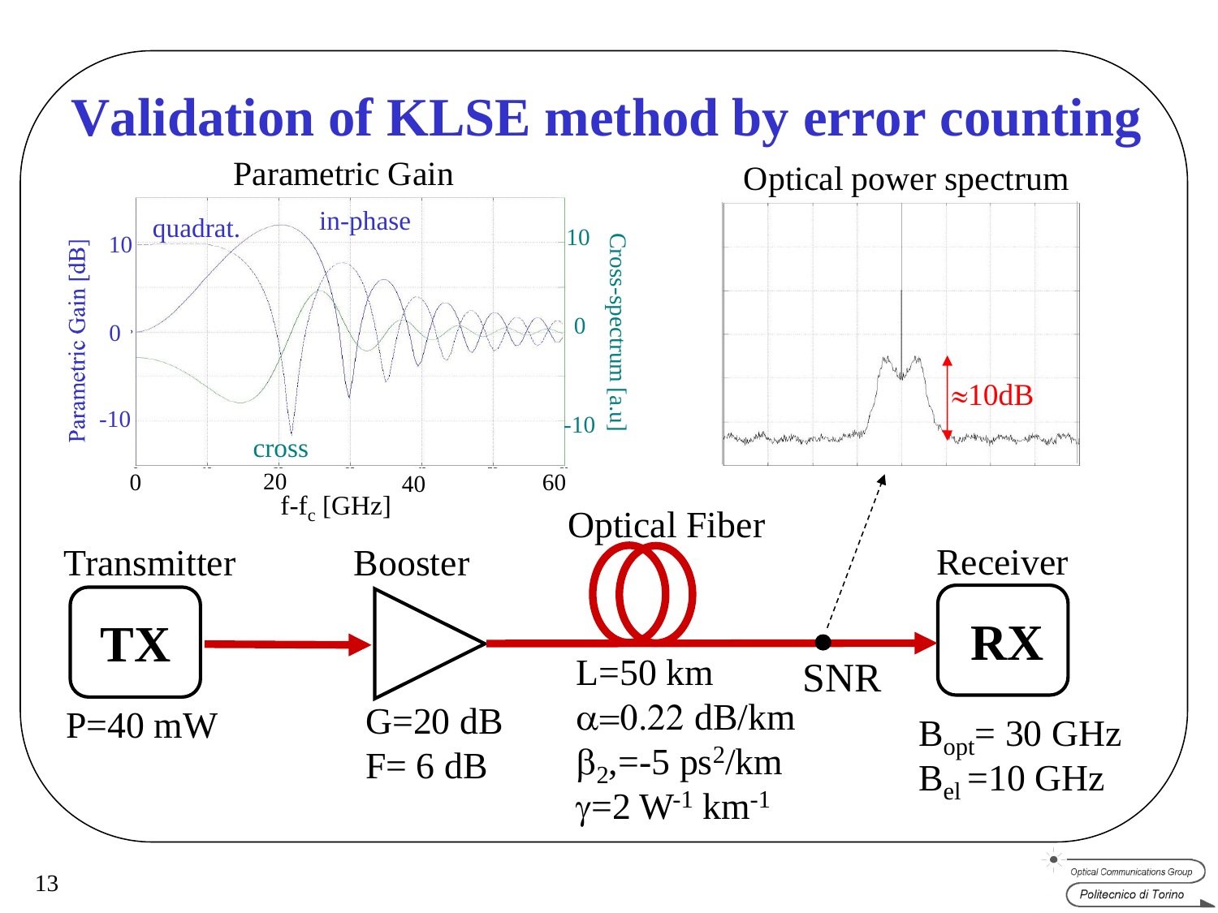# Validation of KLSE method by error counting

**Parametric Gain**

quadrat. — in-phase — cross

Parametric Gain [dB] (10, 0, -10) — Cross-spectrum [a.u] (10, 0, -10)

$f-f_c$ [GHz] (0, 20, 40, 60)

**Optical power spectrum**

≈10dB

**Transmitter** — TX — P=40 mW

**Booster** — G=20 dB, F= 6 dB

**Optical Fiber** — L=50 km, $\alpha$=0.22 dB/km, $\beta_2$=-5 $ps^2$/km, $\gamma$=2 $W^{-1}$ $km^{-1}$

SNR

**Receiver** — RX — $B_{opt}$= 30 GHz, $B_{el}$ =10 GHz

Optical Communications Group
Politecnico di Torino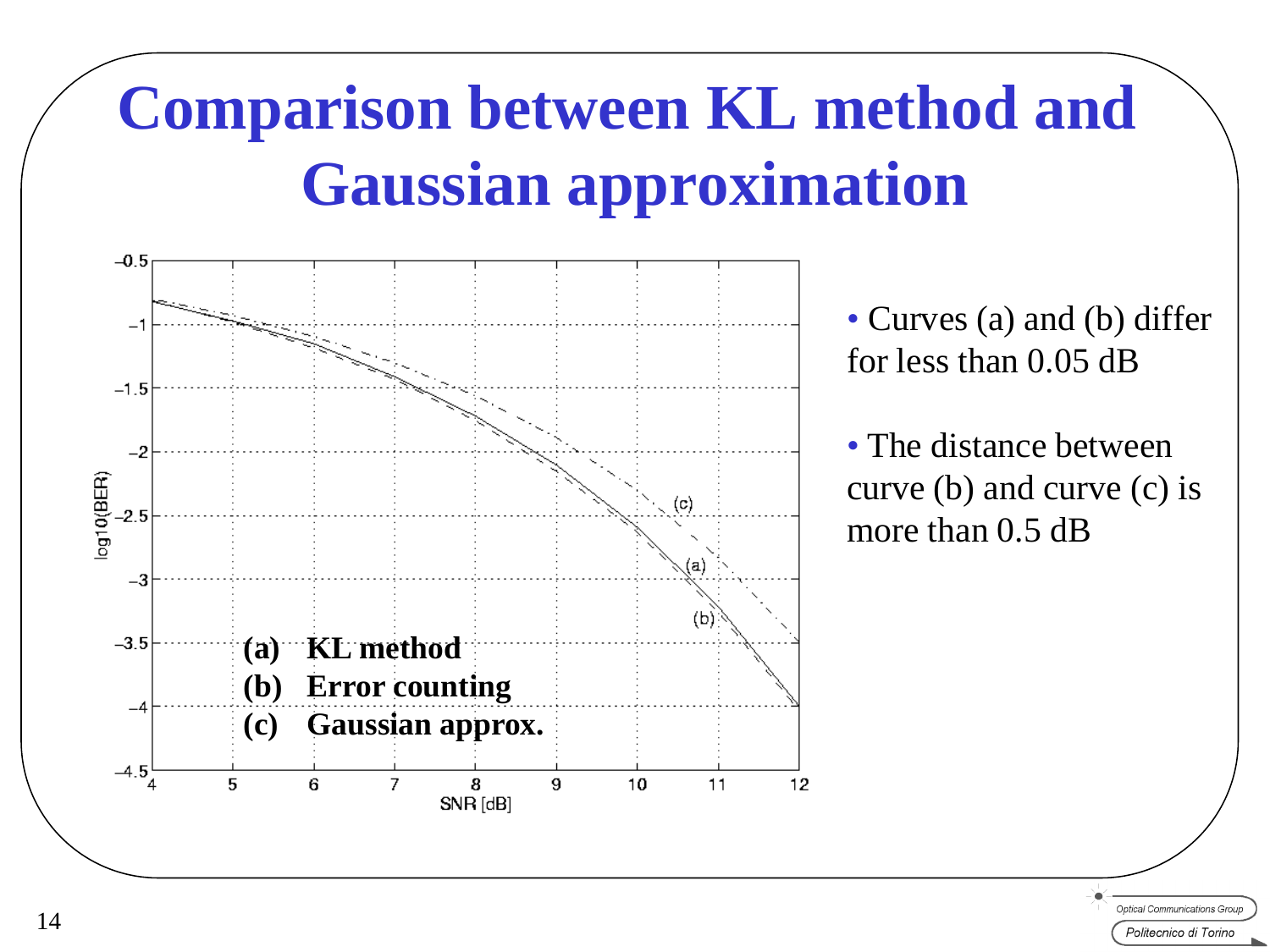# Comparison between KL method and Gaussian approximation

(a) KL method
(b) Error counting
(c) Gaussian approx.

- Curves (a) and (b) differ for less than 0.05 dB
- The distance between curve (b) and curve (c) is more than 0.5 dB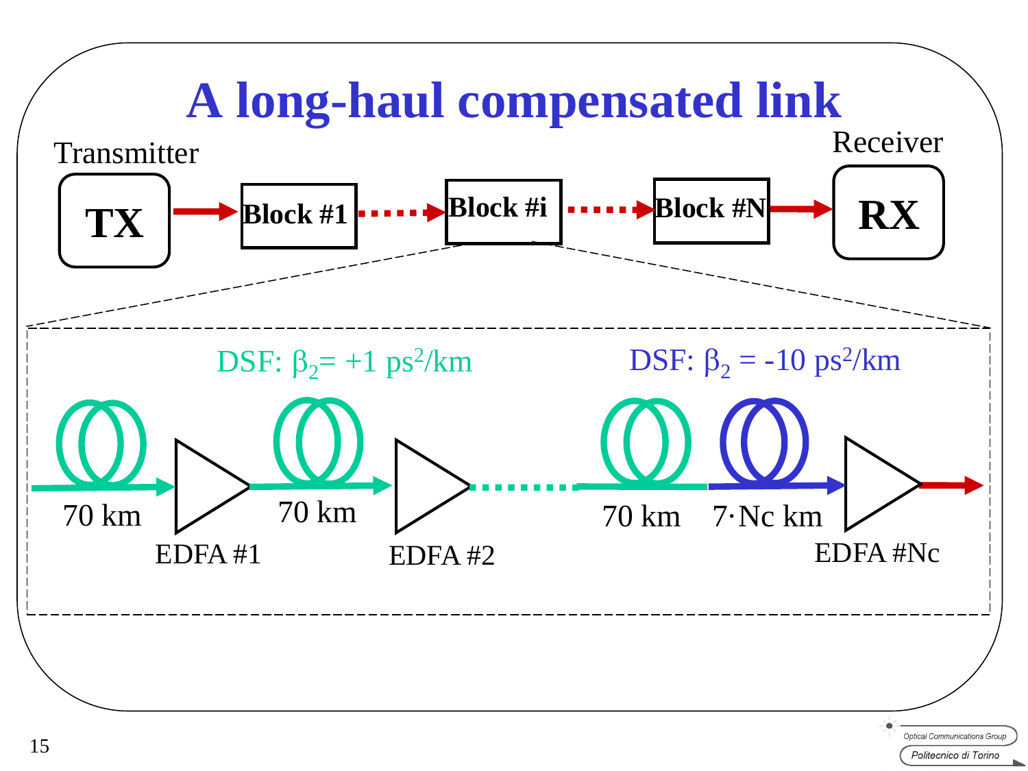# A long-haul compensated link

Transmitter

TX → Block #1 → Block #i → Block #N → RX

Receiver

DSF: $\beta_2$= +1 ps$^2$/km

DSF: $\beta_2$ = -10 ps$^2$/km

70 km

EDFA #1

70 km

EDFA #2

70 km

7·Nc km

EDFA #Nc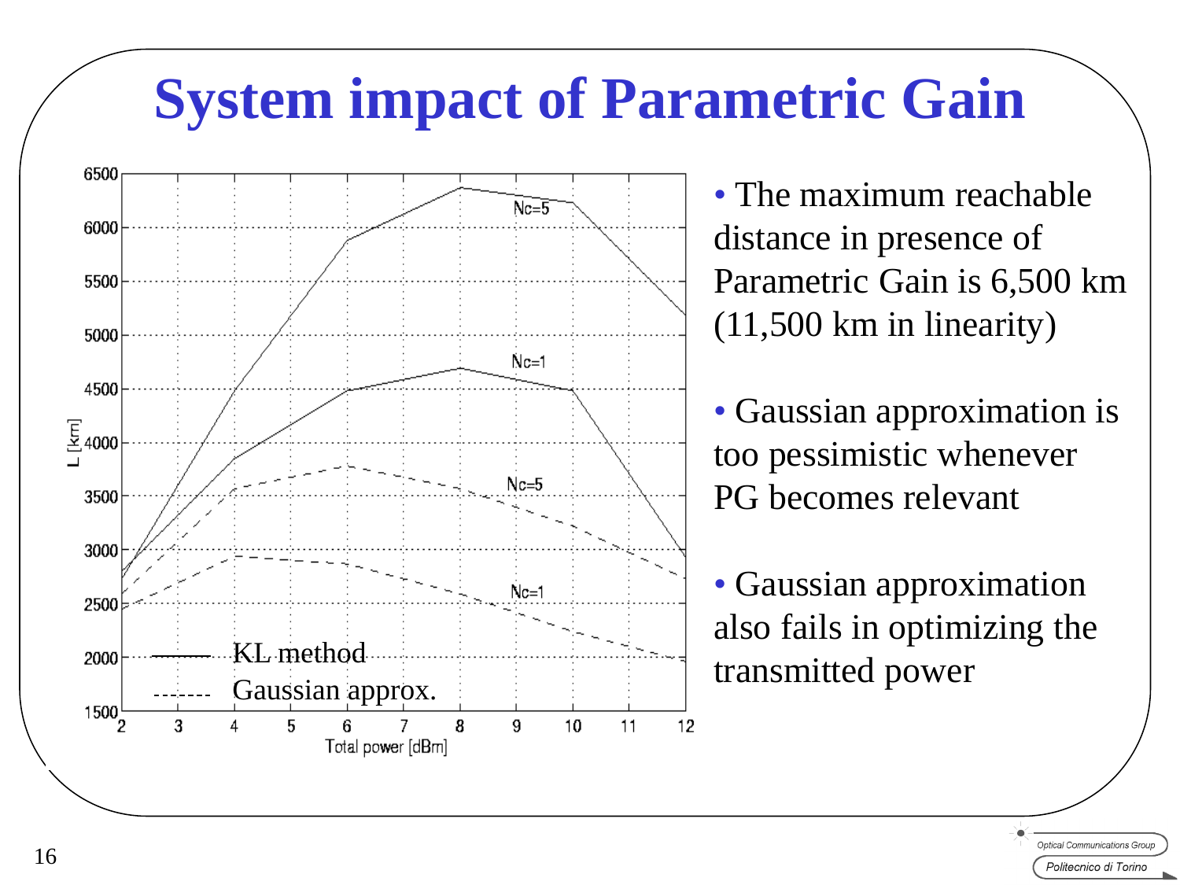# System impact of Parametric Gain

- The maximum reachable distance in presence of Parametric Gain is 6,500 km (11,500 km in linearity)
- Gaussian approximation is too pessimistic whenever PG becomes relevant
- Gaussian approximation also fails in optimizing the transmitted power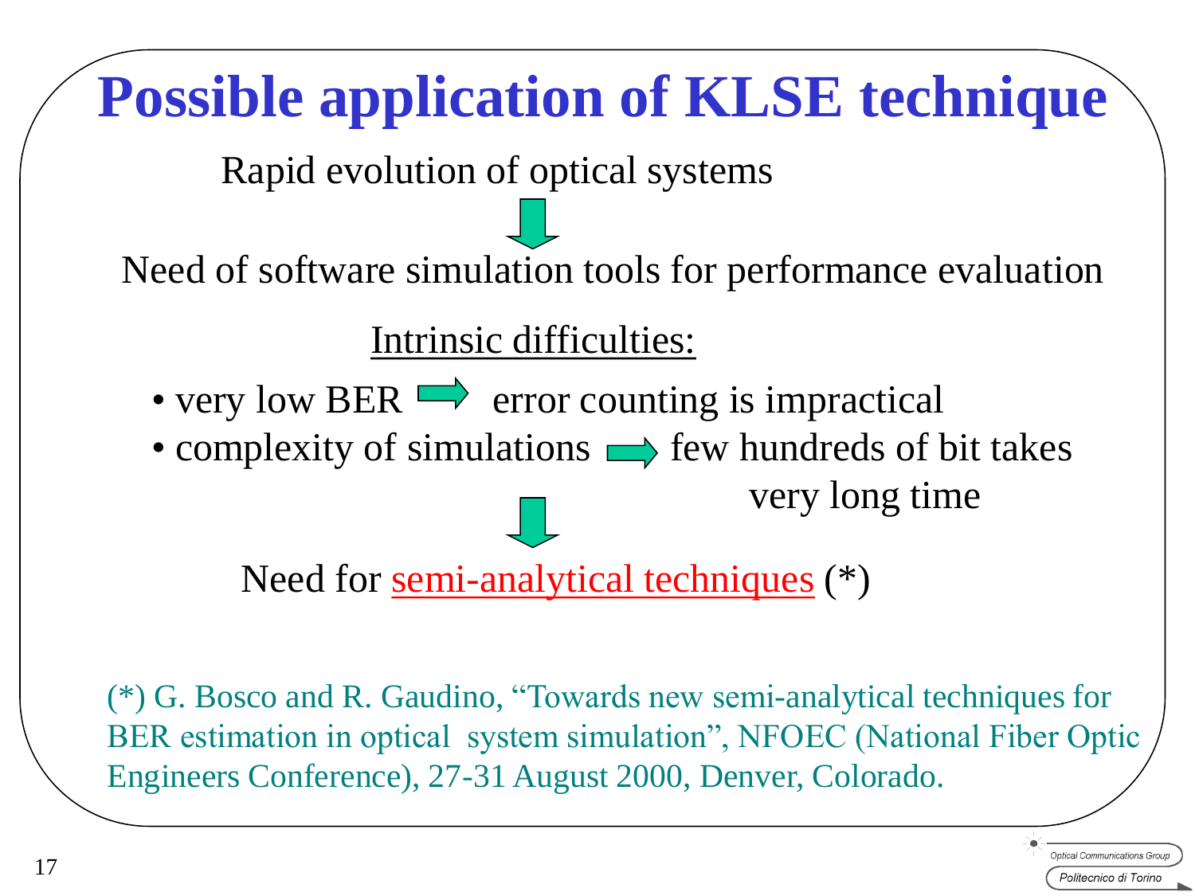# Possible application of KLSE technique

Rapid evolution of optical systems

↓

Need of software simulation tools for performance evaluation

Intrinsic difficulties:

- very low BER ⇒ error counting is impractical
- complexity of simulations ⇒ few hundreds of bit takes very long time

↓

Need for semi-analytical techniques (*)

(*) G. Bosco and R. Gaudino, "Towards new semi-analytical techniques for BER estimation in optical system simulation", NFOEC (National Fiber Optic Engineers Conference), 27-31 August 2000, Denver, Colorado.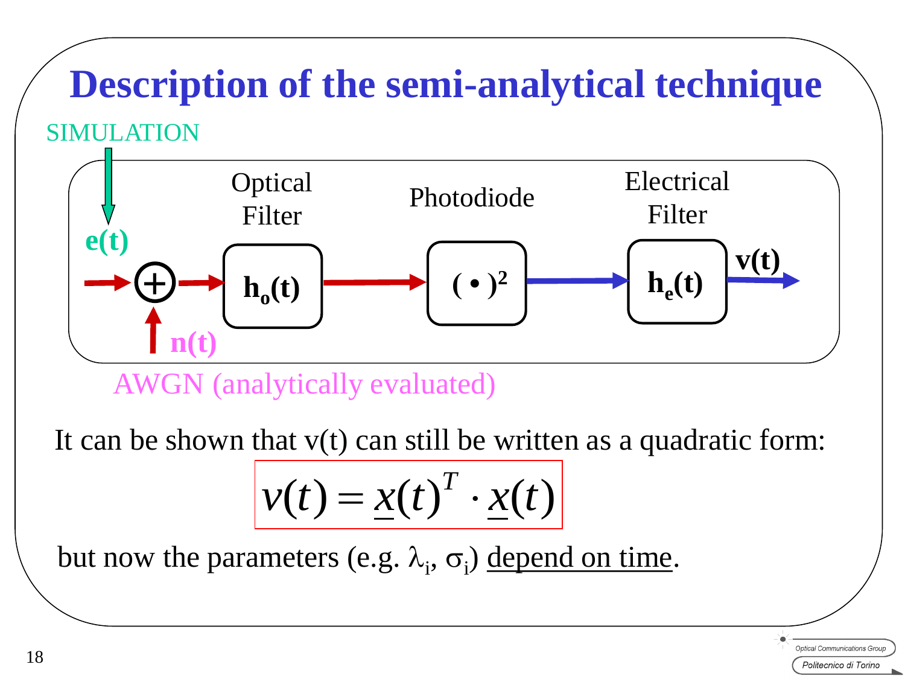# Description of the semi-analytical technique

SIMULATION

$e(t)$ → ⊕ → Optical Filter $h_o(t)$ → Photodiode $(\bullet)^2$ → Electrical Filter $h_e(t)$ → $v(t)$

$n(t)$

AWGN (analytically evaluated)

It can be shown that v(t) can still be written as a quadratic form:

$$v(t) = \underline{x}(t)^T \cdot \underline{x}(t)$$

but now the parameters (e.g. $\lambda_i$, $\sigma_i$) depend on time.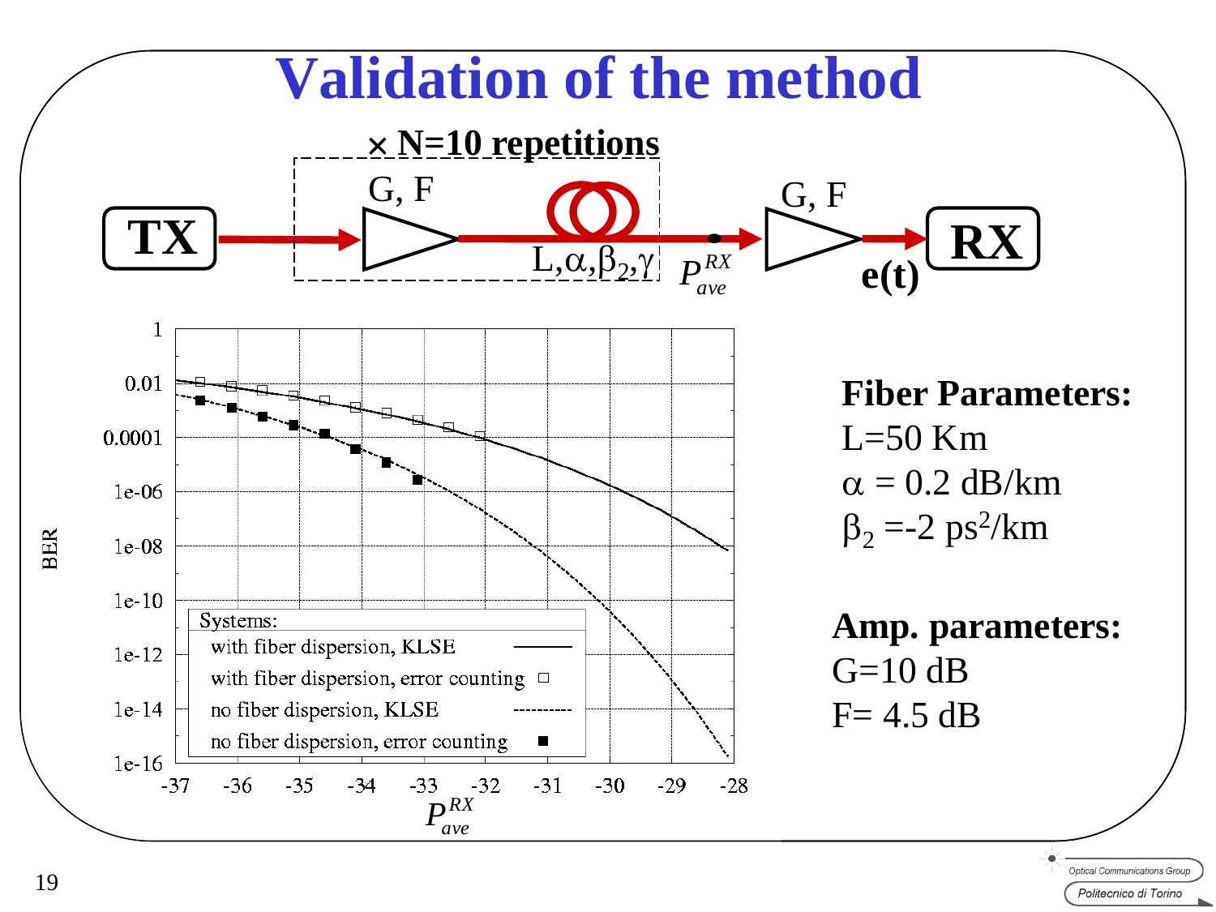# Validation of the method

× N=10 repetitions

TX → G, F → L, $\alpha$, $\beta_2$, $\gamma$ → $P_{ave}^{RX}$ → G, F → e(t) → RX

**Fiber Parameters:**

L=50 Km

$\alpha$ = 0.2 dB/km

$\beta_2$ =-2 ps$^2$/km

**Amp. parameters:**

G=10 dB

F= 4.5 dB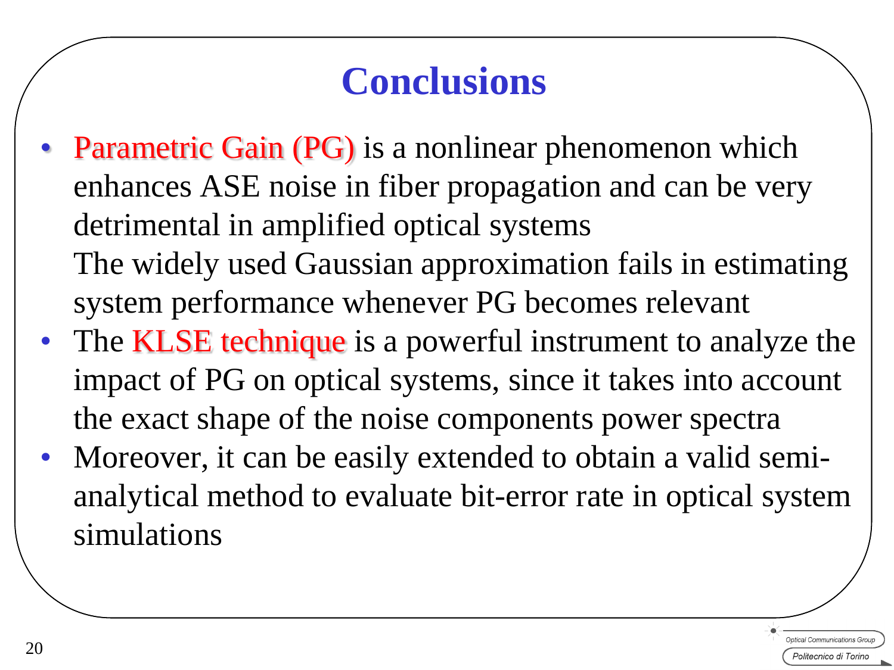# Conclusions

- **Parametric Gain (PG)** is a nonlinear phenomenon which enhances ASE noise in fiber propagation and can be very detrimental in amplified optical systems
  The widely used Gaussian approximation fails in estimating system performance whenever PG becomes relevant
- The **KLSE technique** is a powerful instrument to analyze the impact of PG on optical systems, since it takes into account the exact shape of the noise components power spectra
- Moreover, it can be easily extended to obtain a valid semi-analytical method to evaluate bit-error rate in optical system simulations